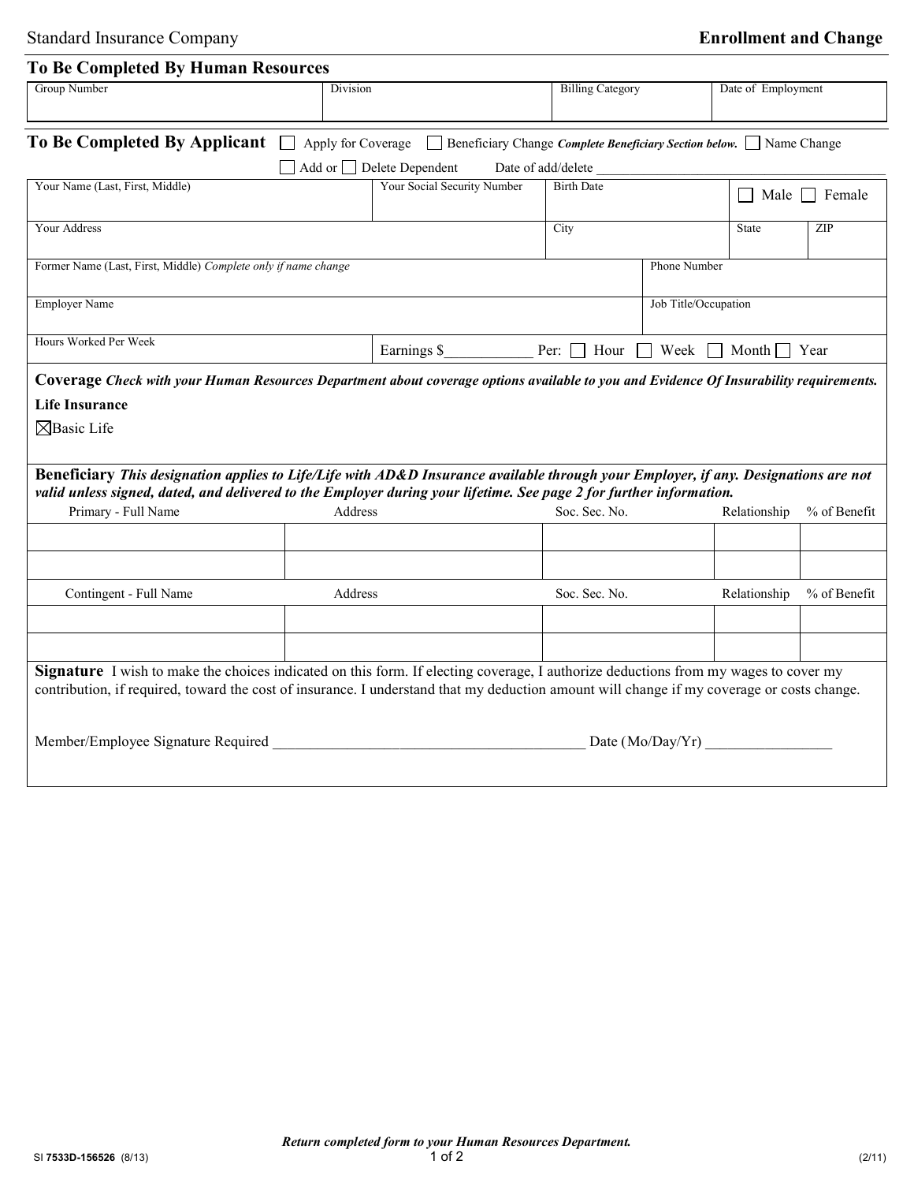Standard Insurance Company **Enrollment and Change**

## To Be Completed By Human Resources

| Group Number | Division | Billing Category | Date of Employment |
|---|---|---|---|
| | | | |

## To Be Completed By Applicant

☐ Apply for Coverage ☐ Beneficiary Change *Complete Beneficiary Section below.* ☐ Name Change

☐ Add or ☐ Delete Dependent Date of add/delete ____________________

| Your Name (Last, First, Middle) | Your Social Security Number | Birth Date | ☐ Male ☐ Female |
|---|---|---|---|
| | | | |

| Your Address | City | State | ZIP |
|---|---|---|---|
| | | | |

| Former Name (Last, First, Middle) *Complete only if name change* | Phone Number |
|---|---|
| | |

| Employer Name | Job Title/Occupation |
|---|---|
| | |

| Hours Worked Per Week | Earnings $____________ Per: ☐ Hour ☐ Week ☐ Month ☐ Year |
|---|---|
| | |

**Coverage** ***Check with your Human Resources Department about coverage options available to you and Evidence Of Insurability requirements.***

**Life Insurance**

☒ Basic Life

**Beneficiary** ***This designation applies to Life/Life with AD&D Insurance available through your Employer, if any. Designations are not valid unless signed, dated, and delivered to the Employer during your lifetime. See page 2 for further information.***

| Primary - Full Name | Address | Soc. Sec. No. | Relationship | % of Benefit |
|---|---|---|---|---|
| | | | | |
| | | | | |

| Contingent - Full Name | Address | Soc. Sec. No. | Relationship | % of Benefit |
|---|---|---|---|---|
| | | | | |
| | | | | |

**Signature** I wish to make the choices indicated on this form. If electing coverage, I authorize deductions from my wages to cover my contribution, if required, toward the cost of insurance. I understand that my deduction amount will change if my coverage or costs change.

Member/Employee Signature Required ________________________________________ Date (Mo/Day/Yr) ________________

***Return completed form to your Human Resources Department.***

SI 7533D-156526 (8/13) (2/11)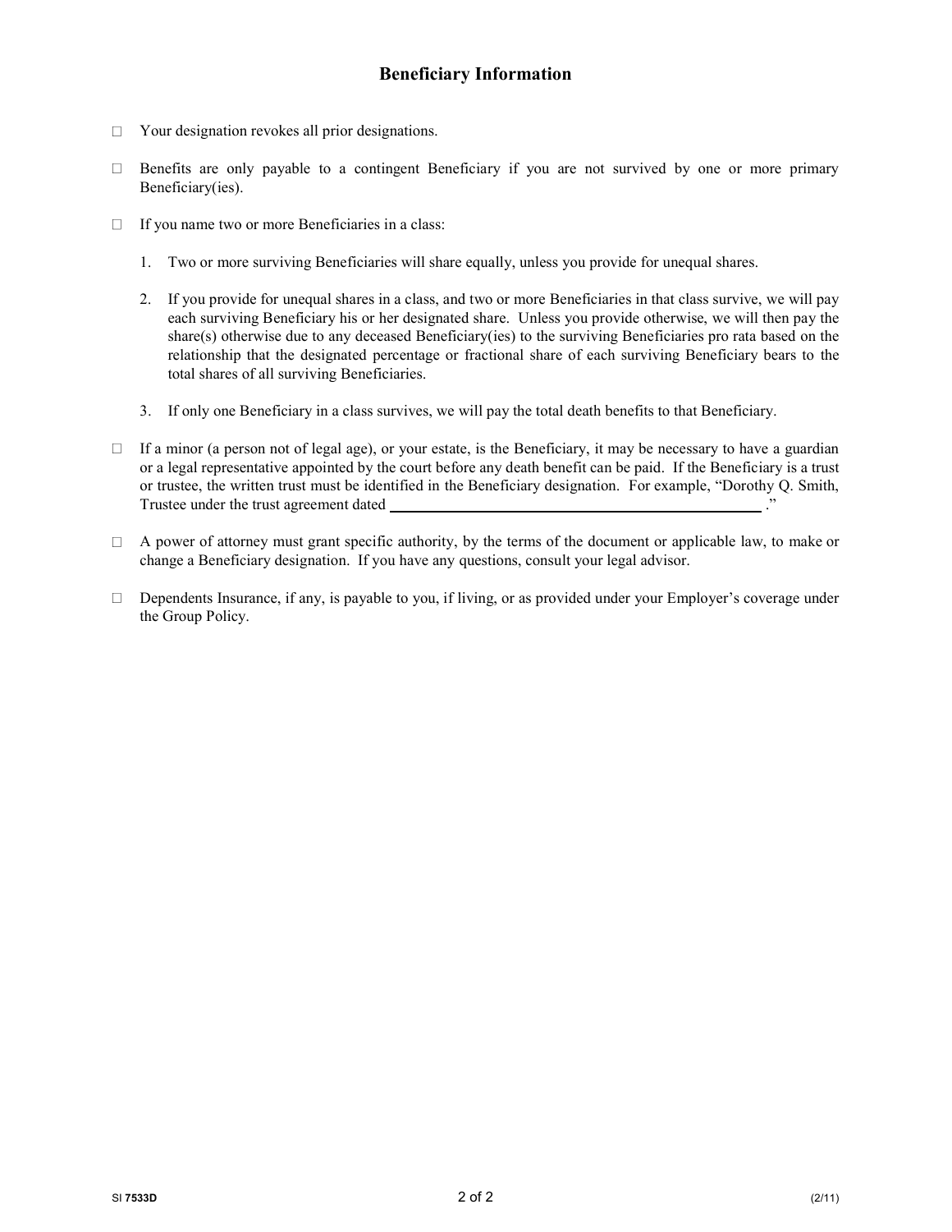## Beneficiary Information

- Your designation revokes all prior designations.

- Benefits are only payable to a contingent Beneficiary if you are not survived by one or more primary Beneficiary(ies).

- If you name two or more Beneficiaries in a class:

  1. Two or more surviving Beneficiaries will share equally, unless you provide for unequal shares.

  2. If you provide for unequal shares in a class, and two or more Beneficiaries in that class survive, we will pay each surviving Beneficiary his or her designated share. Unless you provide otherwise, we will then pay the share(s) otherwise due to any deceased Beneficiary(ies) to the surviving Beneficiaries pro rata based on the relationship that the designated percentage or fractional share of each surviving Beneficiary bears to the total shares of all surviving Beneficiaries.

  3. If only one Beneficiary in a class survives, we will pay the total death benefits to that Beneficiary.

- If a minor (a person not of legal age), or your estate, is the Beneficiary, it may be necessary to have a guardian or a legal representative appointed by the court before any death benefit can be paid. If the Beneficiary is a trust or trustee, the written trust must be identified in the Beneficiary designation. For example, "Dorothy Q. Smith, Trustee under the trust agreement dated ______________________________________ ."

- A power of attorney must grant specific authority, by the terms of the document or applicable law, to make or change a Beneficiary designation. If you have any questions, consult your legal advisor.

- Dependents Insurance, if any, is payable to you, if living, or as provided under your Employer's coverage under the Group Policy.

SI **7533D** (2/11)